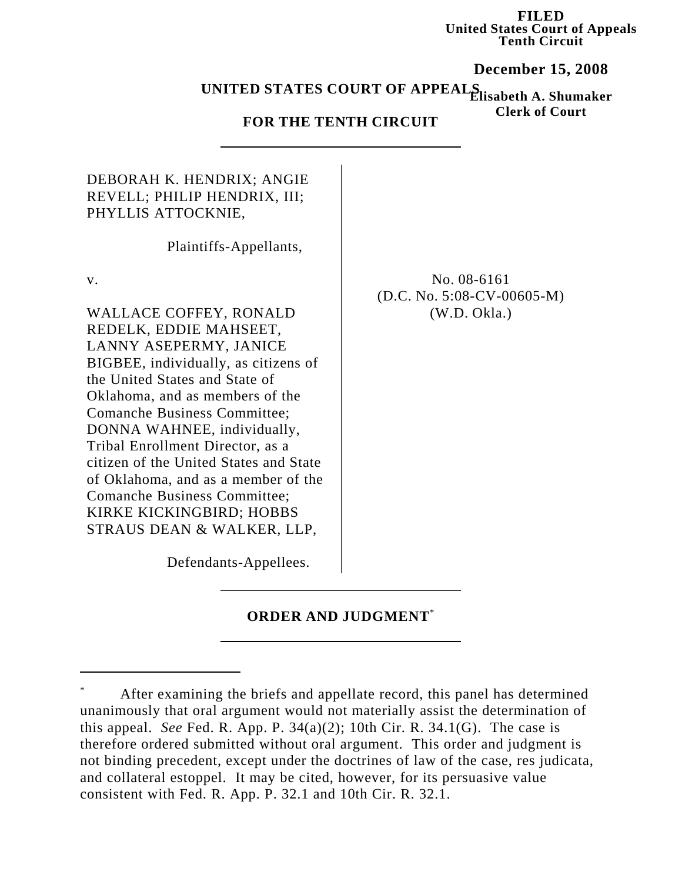**FILED**
**United States Court of Appeals**
**Tenth Circuit**

**December 15, 2008**

**Elisabeth A. Shumaker**
**Clerk of Court**

**UNITED STATES COURT OF APPEALS**

**FOR THE TENTH CIRCUIT**

---

DEBORAH K. HENDRIX; ANGIE REVELL; PHILIP HENDRIX, III; PHYLLIS ATTOCKNIE,

Plaintiffs-Appellants,

v.

WALLACE COFFEY, RONALD REDELK, EDDIE MAHSEET, LANNY ASEPERMY, JANICE BIGBEE, individually, as citizens of the United States and State of Oklahoma, and as members of the Comanche Business Committee; DONNA WAHNEE, individually, Tribal Enrollment Director, as a citizen of the United States and State of Oklahoma, and as a member of the Comanche Business Committee; KIRKE KICKINGBIRD; HOBBS STRAUS DEAN & WALKER, LLP,

Defendants-Appellees.

No. 08-6161
(D.C. No. 5:08-CV-00605-M)
(W.D. Okla.)

---

**ORDER AND JUDGMENT**[*]

---

[*] After examining the briefs and appellate record, this panel has determined unanimously that oral argument would not materially assist the determination of this appeal. *See* Fed. R. App. P. 34(a)(2); 10th Cir. R. 34.1(G). The case is therefore ordered submitted without oral argument. This order and judgment is not binding precedent, except under the doctrines of law of the case, res judicata, and collateral estoppel. It may be cited, however, for its persuasive value consistent with Fed. R. App. P. 32.1 and 10th Cir. R. 32.1.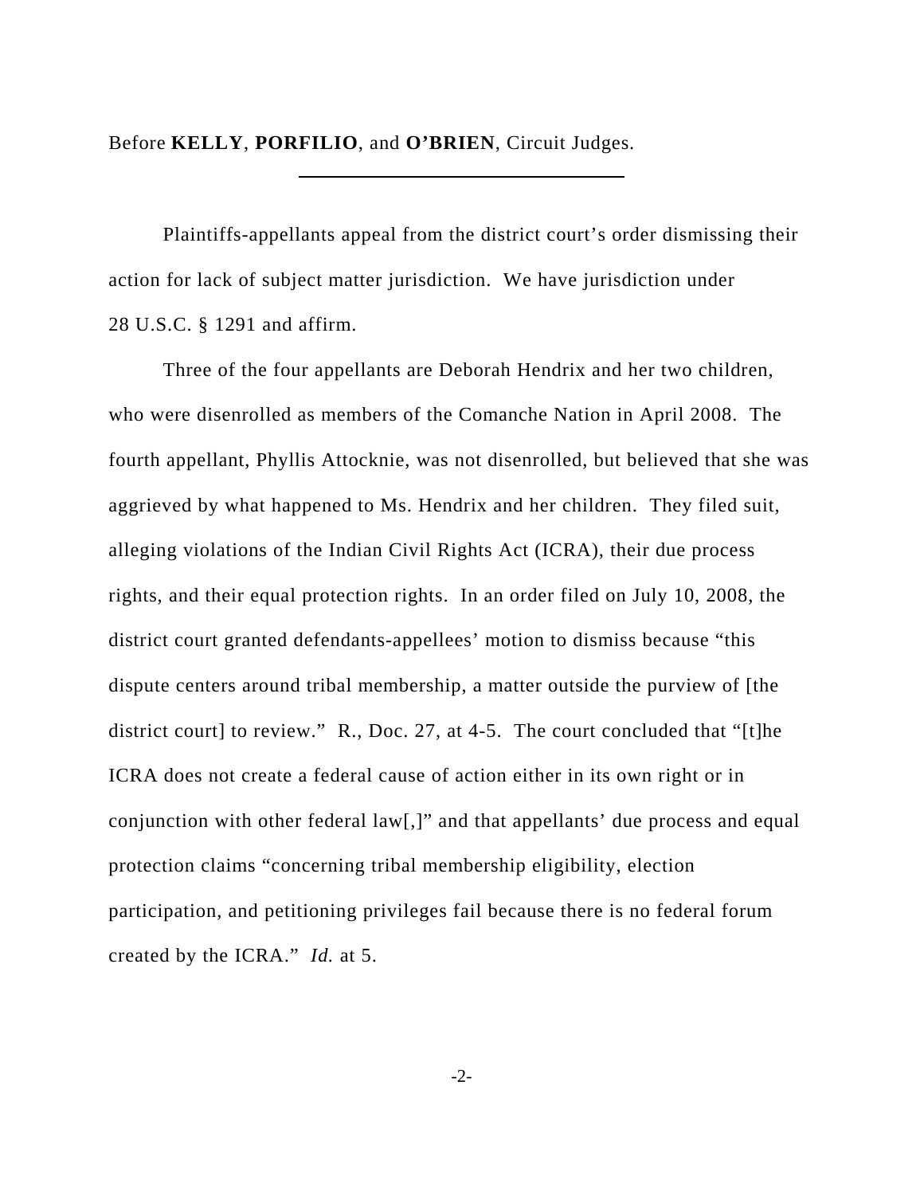Before **KELLY**, **PORFILIO**, and **O'BRIEN**, Circuit Judges.

---

Plaintiffs-appellants appeal from the district court's order dismissing their action for lack of subject matter jurisdiction. We have jurisdiction under 28 U.S.C. § 1291 and affirm.

Three of the four appellants are Deborah Hendrix and her two children, who were disenrolled as members of the Comanche Nation in April 2008. The fourth appellant, Phyllis Attocknie, was not disenrolled, but believed that she was aggrieved by what happened to Ms. Hendrix and her children. They filed suit, alleging violations of the Indian Civil Rights Act (ICRA), their due process rights, and their equal protection rights. In an order filed on July 10, 2008, the district court granted defendants-appellees' motion to dismiss because "this dispute centers around tribal membership, a matter outside the purview of [the district court] to review." R., Doc. 27, at 4-5. The court concluded that "[t]he ICRA does not create a federal cause of action either in its own right or in conjunction with other federal law[,]" and that appellants' due process and equal protection claims "concerning tribal membership eligibility, election participation, and petitioning privileges fail because there is no federal forum created by the ICRA." *Id.* at 5.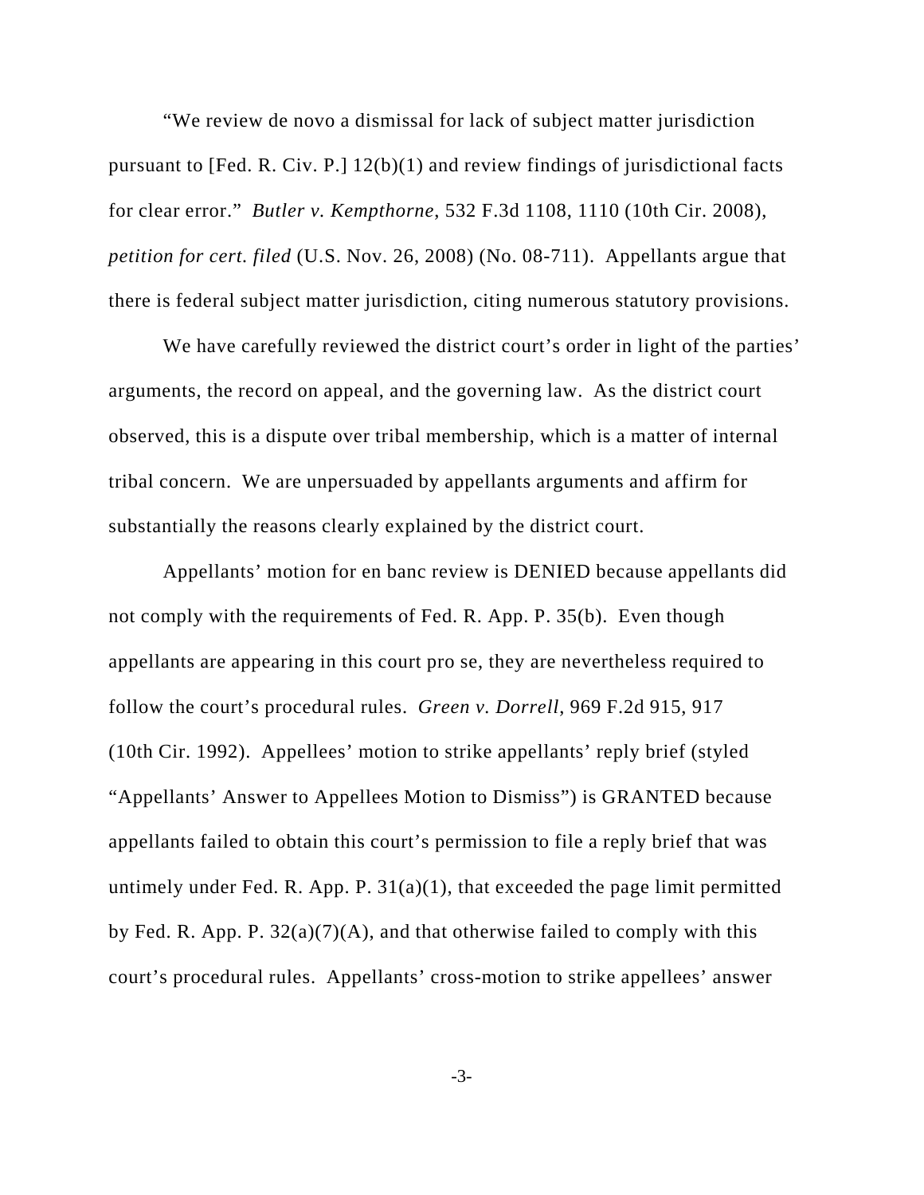"We review de novo a dismissal for lack of subject matter jurisdiction pursuant to [Fed. R. Civ. P.] 12(b)(1) and review findings of jurisdictional facts for clear error." *Butler v. Kempthorne*, 532 F.3d 1108, 1110 (10th Cir. 2008), *petition for cert. filed* (U.S. Nov. 26, 2008) (No. 08-711). Appellants argue that there is federal subject matter jurisdiction, citing numerous statutory provisions.

We have carefully reviewed the district court's order in light of the parties' arguments, the record on appeal, and the governing law. As the district court observed, this is a dispute over tribal membership, which is a matter of internal tribal concern. We are unpersuaded by appellants arguments and affirm for substantially the reasons clearly explained by the district court.

Appellants' motion for en banc review is DENIED because appellants did not comply with the requirements of Fed. R. App. P. 35(b). Even though appellants are appearing in this court pro se, they are nevertheless required to follow the court's procedural rules. *Green v. Dorrell*, 969 F.2d 915, 917 (10th Cir. 1992). Appellees' motion to strike appellants' reply brief (styled "Appellants' Answer to Appellees Motion to Dismiss") is GRANTED because appellants failed to obtain this court's permission to file a reply brief that was untimely under Fed. R. App. P. 31(a)(1), that exceeded the page limit permitted by Fed. R. App. P. 32(a)(7)(A), and that otherwise failed to comply with this court's procedural rules. Appellants' cross-motion to strike appellees' answer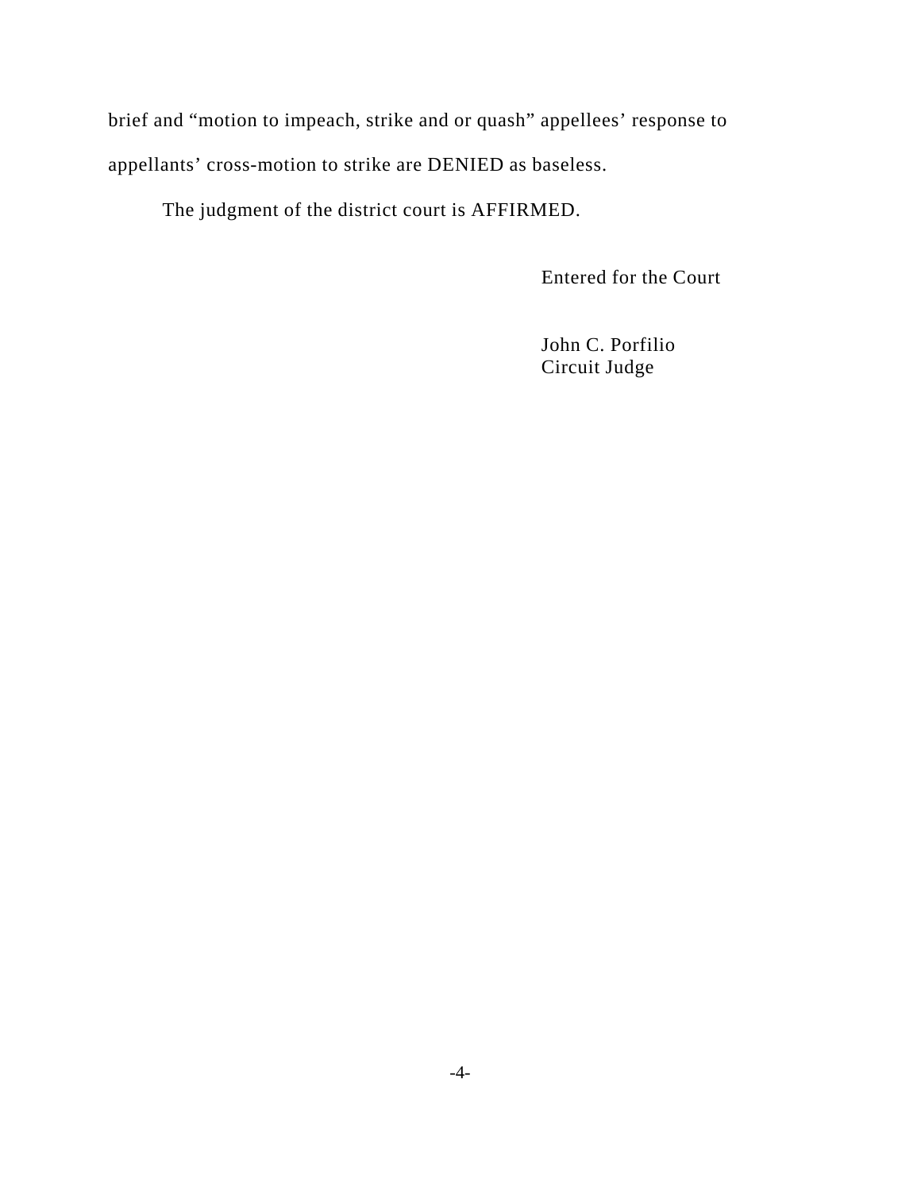brief and “motion to impeach, strike and or quash” appellees’ response to appellants’ cross-motion to strike are DENIED as baseless.

The judgment of the district court is AFFIRMED.

Entered for the Court

John C. Porfilio
Circuit Judge